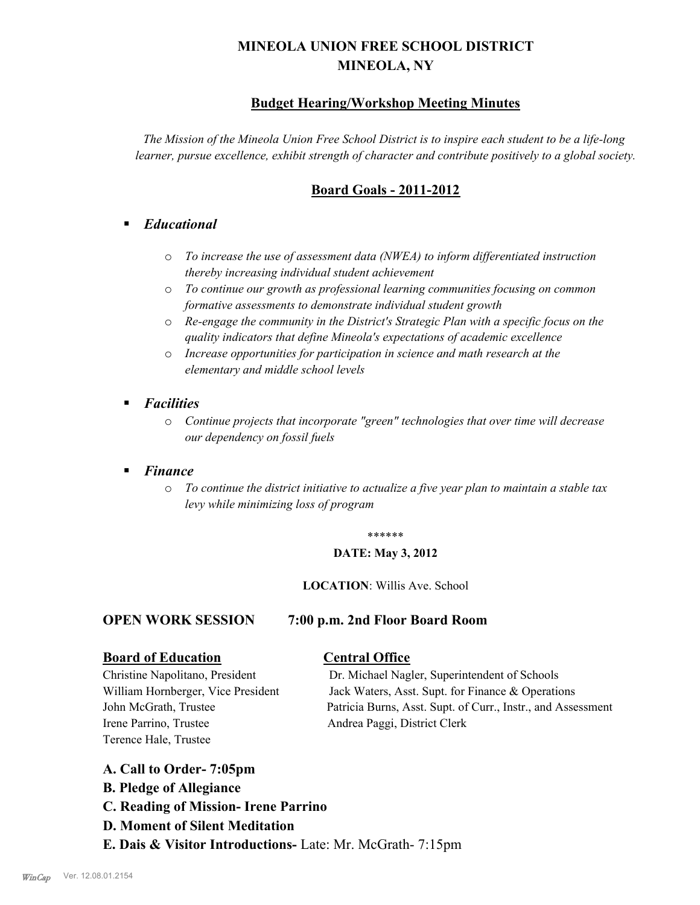# MINEOLA UNION FREE SCHOOL DISTRICT
# MINEOLA, NY

## Budget Hearing/Workshop Meeting Minutes

*The Mission of the Mineola Union Free School District is to inspire each student to be a life-long learner, pursue excellence, exhibit strength of character and contribute positively to a global society.*

## Board Goals - 2011-2012

- ***Educational***
  - *To increase the use of assessment data (NWEA) to inform differentiated instruction thereby increasing individual student achievement*
  - *To continue our growth as professional learning communities focusing on common formative assessments to demonstrate individual student growth*
  - *Re-engage the community in the District's Strategic Plan with a specific focus on the quality indicators that define Mineola's expectations of academic excellence*
  - *Increase opportunities for participation in science and math research at the elementary and middle school levels*
- ***Facilities***
  - *Continue projects that incorporate "green" technologies that over time will decrease our dependency on fossil fuels*
- ***Finance***
  - *To continue the district initiative to actualize a five year plan to maintain a stable tax levy while minimizing loss of program*

******

**DATE: May 3, 2012**

**LOCATION**: Willis Ave. School

**OPEN WORK SESSION 7:00 p.m. 2nd Floor Board Room**

| **Board of Education** | **Central Office** |
|---|---|
| Christine Napolitano, President | Dr. Michael Nagler, Superintendent of Schools |
| William Hornberger, Vice President | Jack Waters, Asst. Supt. for Finance & Operations |
| John McGrath, Trustee | Patricia Burns, Asst. Supt. of Curr., Instr., and Assessment |
| Irene Parrino, Trustee | Andrea Paggi, District Clerk |
| Terence Hale, Trustee | |

**A. Call to Order- 7:05pm**

**B. Pledge of Allegiance**

**C. Reading of Mission- Irene Parrino**

**D. Moment of Silent Meditation**

**E. Dais & Visitor Introductions-** Late: Mr. McGrath- 7:15pm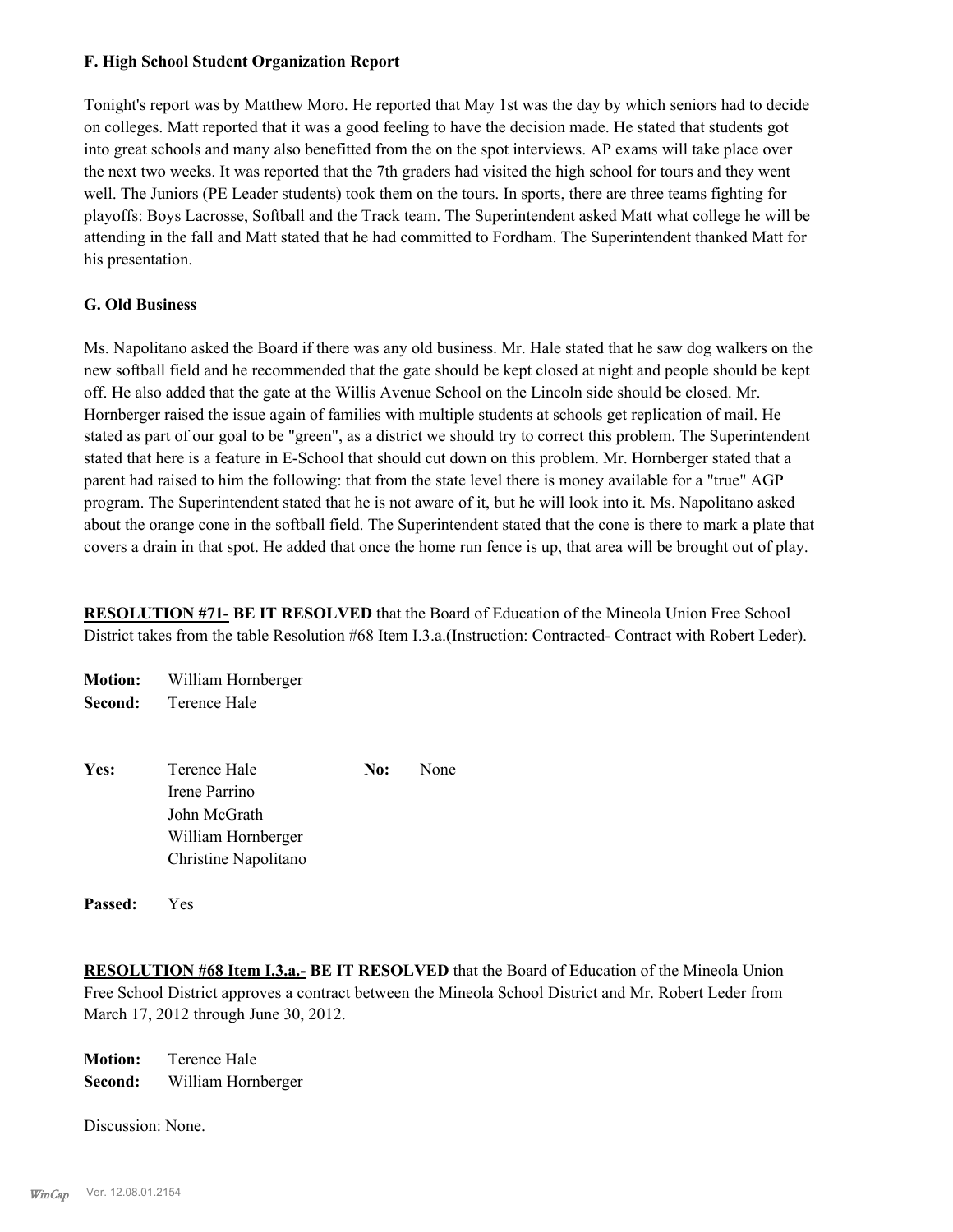### F. High School Student Organization Report

Tonight's report was by Matthew Moro. He reported that May 1st was the day by which seniors had to decide on colleges. Matt reported that it was a good feeling to have the decision made. He stated that students got into great schools and many also benefitted from the on the spot interviews. AP exams will take place over the next two weeks. It was reported that the 7th graders had visited the high school for tours and they went well. The Juniors (PE Leader students) took them on the tours. In sports, there are three teams fighting for playoffs: Boys Lacrosse, Softball and the Track team. The Superintendent asked Matt what college he will be attending in the fall and Matt stated that he had committed to Fordham. The Superintendent thanked Matt for his presentation.

### G. Old Business

Ms. Napolitano asked the Board if there was any old business. Mr. Hale stated that he saw dog walkers on the new softball field and he recommended that the gate should be kept closed at night and people should be kept off. He also added that the gate at the Willis Avenue School on the Lincoln side should be closed. Mr. Hornberger raised the issue again of families with multiple students at schools get replication of mail. He stated as part of our goal to be "green", as a district we should try to correct this problem. The Superintendent stated that here is a feature in E-School that should cut down on this problem. Mr. Hornberger stated that a parent had raised to him the following: that from the state level there is money available for a "true" AGP program. The Superintendent stated that he is not aware of it, but he will look into it. Ms. Napolitano asked about the orange cone in the softball field. The Superintendent stated that the cone is there to mark a plate that covers a drain in that spot. He added that once the home run fence is up, that area will be brought out of play.

**RESOLUTION #71- BE IT RESOLVED** that the Board of Education of the Mineola Union Free School District takes from the table Resolution #68 Item I.3.a.(Instruction: Contracted- Contract with Robert Leder).

**Motion:** William Hornberger
**Second:** Terence Hale

| | | | |
|---|---|---|---|
| **Yes:** | Terence Hale | **No:** | None |
| | Irene Parrino | | |
| | John McGrath | | |
| | William Hornberger | | |
| | Christine Napolitano | | |

**Passed:** Yes

**RESOLUTION #68 Item I.3.a.- BE IT RESOLVED** that the Board of Education of the Mineola Union Free School District approves a contract between the Mineola School District and Mr. Robert Leder from March 17, 2012 through June 30, 2012.

**Motion:** Terence Hale
**Second:** William Hornberger

Discussion: None.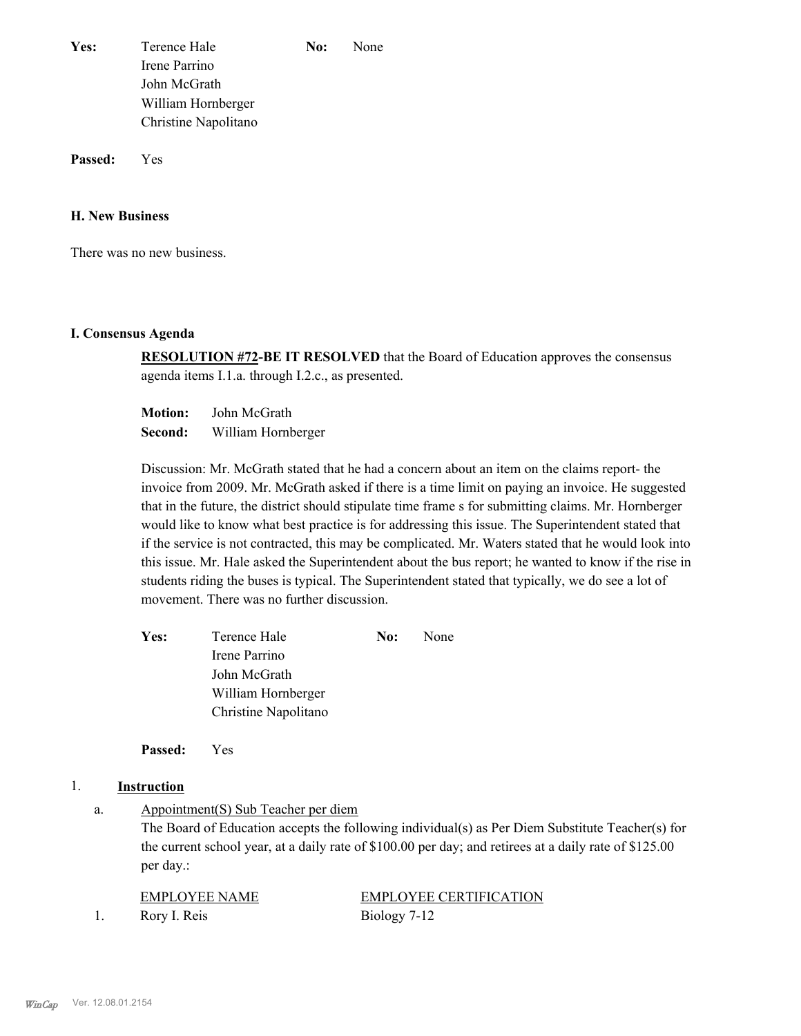**Yes:** Terence Hale
Irene Parrino
John McGrath
William Hornberger
Christine Napolitano

**No:** None

**Passed:** Yes

### H. New Business

There was no new business.

### I. Consensus Agenda

**RESOLUTION #72-BE IT RESOLVED** that the Board of Education approves the consensus agenda items I.1.a. through I.2.c., as presented.

**Motion:** John McGrath
**Second:** William Hornberger

Discussion: Mr. McGrath stated that he had a concern about an item on the claims report- the invoice from 2009. Mr. McGrath asked if there is a time limit on paying an invoice. He suggested that in the future, the district should stipulate time frame s for submitting claims. Mr. Hornberger would like to know what best practice is for addressing this issue. The Superintendent stated that if the service is not contracted, this may be complicated. Mr. Waters stated that he would look into this issue. Mr. Hale asked the Superintendent about the bus report; he wanted to know if the rise in students riding the buses is typical. The Superintendent stated that typically, we do see a lot of movement. There was no further discussion.

**Yes:** Terence Hale
Irene Parrino
John McGrath
William Hornberger
Christine Napolitano

**No:** None

**Passed:** Yes

1. **Instruction**

a. Appointment(S) Sub Teacher per diem
The Board of Education accepts the following individual(s) as Per Diem Substitute Teacher(s) for the current school year, at a daily rate of $100.00 per day; and retirees at a daily rate of $125.00 per day.:

| | EMPLOYEE NAME | EMPLOYEE CERTIFICATION |
|---|---|---|
| 1. | Rory I. Reis | Biology 7-12 |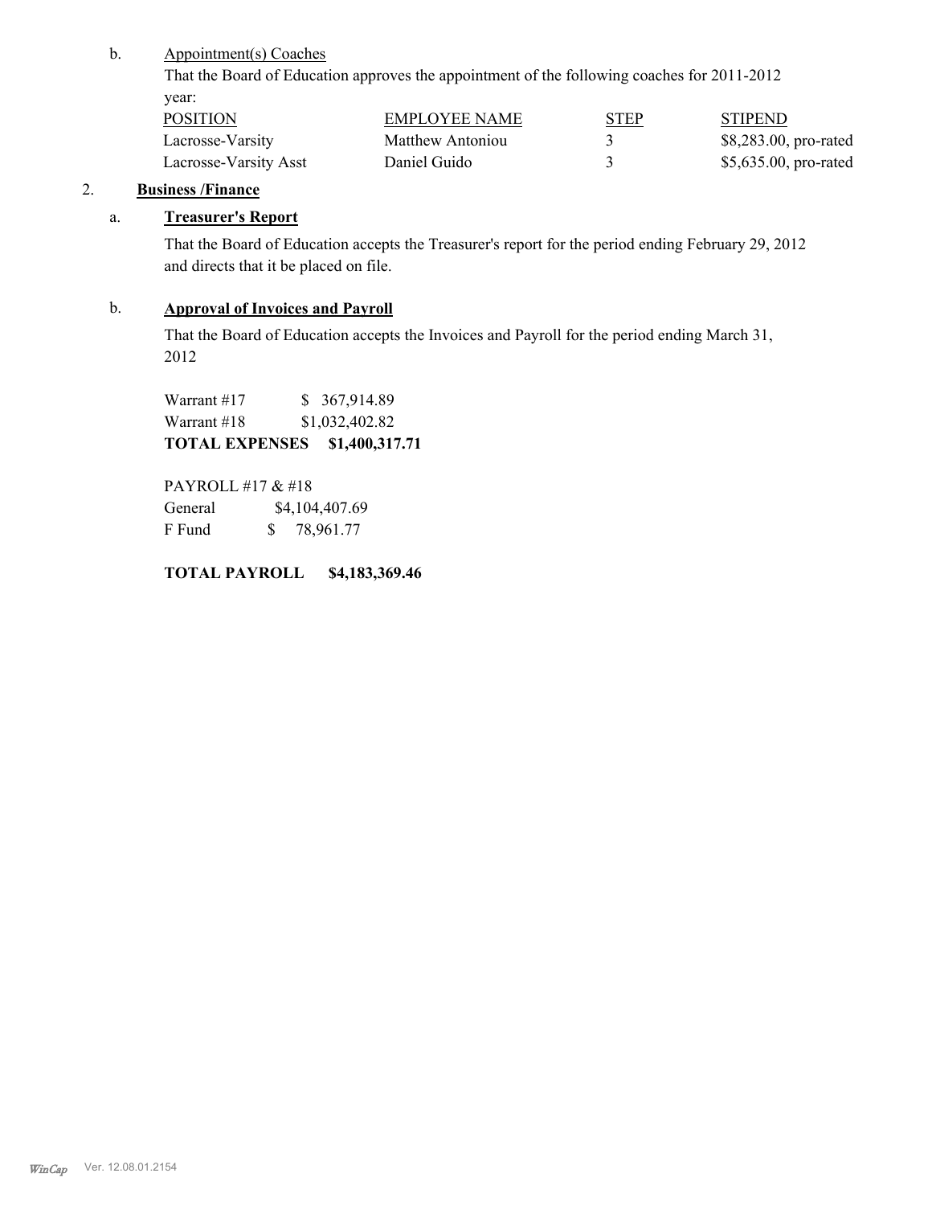b. Appointment(s) Coaches

That the Board of Education approves the appointment of the following coaches for 2011-2012 year:

| POSITION | EMPLOYEE NAME | STEP | STIPEND |
|---|---|---|---|
| Lacrosse-Varsity | Matthew Antoniou | 3 | $8,283.00, pro-rated |
| Lacrosse-Varsity Asst | Daniel Guido | 3 | $5,635.00, pro-rated |

2. **Business /Finance**

a. **Treasurer's Report**

That the Board of Education accepts the Treasurer's report for the period ending February 29, 2012 and directs that it be placed on file.

b. **Approval of Invoices and Payroll**

That the Board of Education accepts the Invoices and Payroll for the period ending March 31, 2012

Warrant #17 $ 367,914.89
Warrant #18 $1,032,402.82
**TOTAL EXPENSES $1,400,317.71**

PAYROLL #17 & #18
General $4,104,407.69
F Fund $ 78,961.77

**TOTAL PAYROLL $4,183,369.46**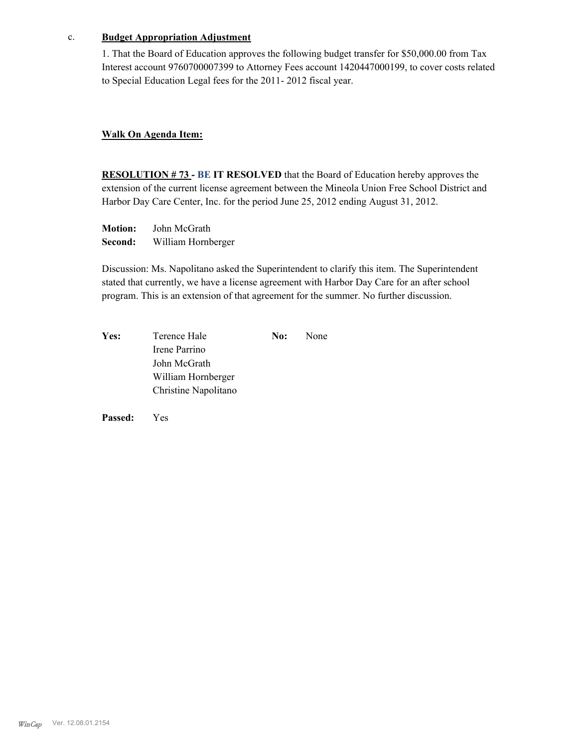c. **Budget Appropriation Adjustment**

1. That the Board of Education approves the following budget transfer for $50,000.00 from Tax Interest account 9760700007399 to Attorney Fees account 1420447000199, to cover costs related to Special Education Legal fees for the 2011- 2012 fiscal year.

**Walk On Agenda Item:**

**RESOLUTION # 73 - BE IT RESOLVED** that the Board of Education hereby approves the extension of the current license agreement between the Mineola Union Free School District and Harbor Day Care Center, Inc. for the period June 25, 2012 ending August 31, 2012.

**Motion:** John McGrath
**Second:** William Hornberger

Discussion: Ms. Napolitano asked the Superintendent to clarify this item. The Superintendent stated that currently, we have a license agreement with Harbor Day Care for an after school program. This is an extension of that agreement for the summer. No further discussion.

| **Yes:** | Terence Hale | **No:** | None |
|---|---|---|---|
| | Irene Parrino | | |
| | John McGrath | | |
| | William Hornberger | | |
| | Christine Napolitano | | |

**Passed:** Yes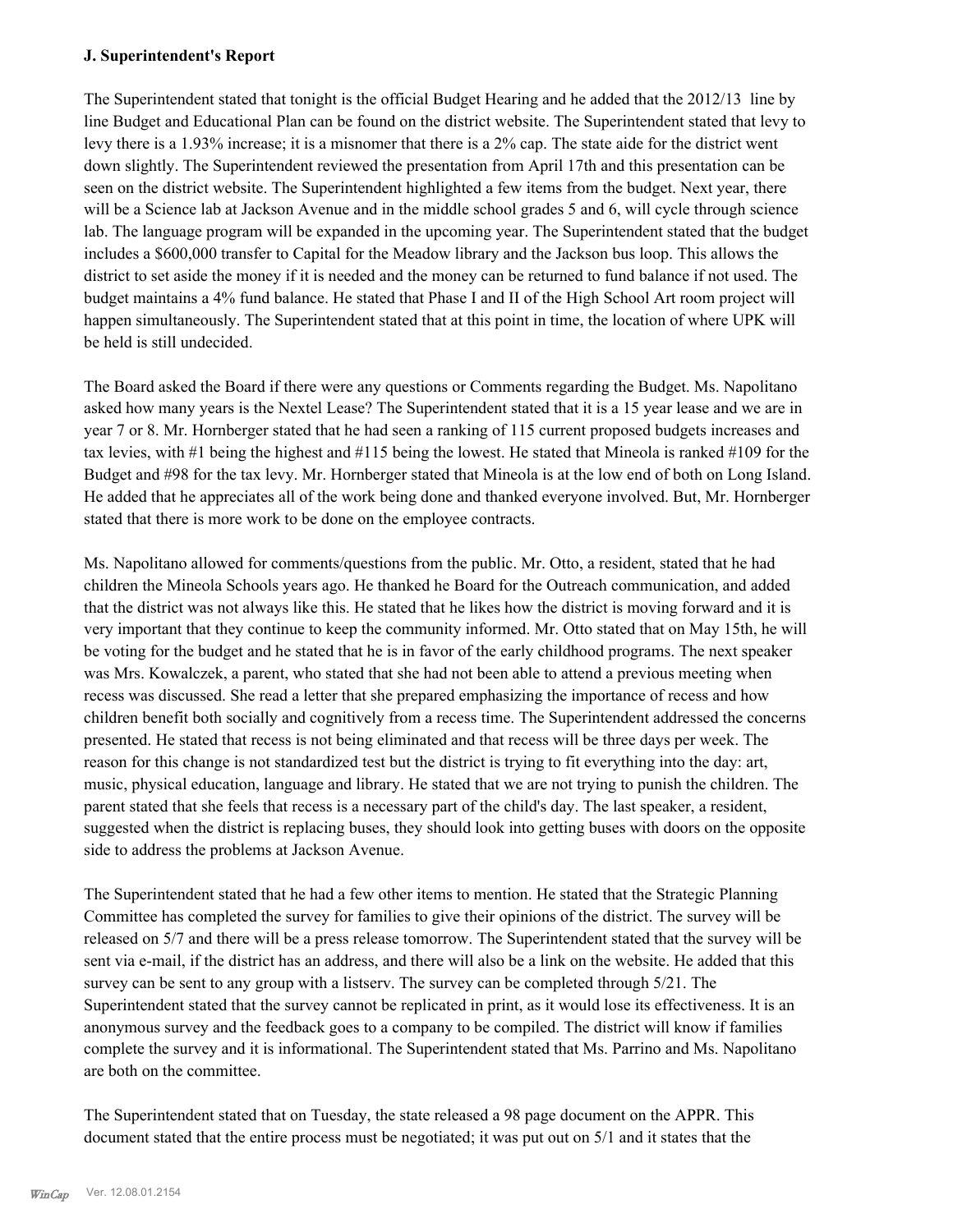### J. Superintendent's Report

The Superintendent stated that tonight is the official Budget Hearing and he added that the 2012/13 line by line Budget and Educational Plan can be found on the district website. The Superintendent stated that levy to levy there is a 1.93% increase; it is a misnomer that there is a 2% cap. The state aide for the district went down slightly. The Superintendent reviewed the presentation from April 17th and this presentation can be seen on the district website. The Superintendent highlighted a few items from the budget. Next year, there will be a Science lab at Jackson Avenue and in the middle school grades 5 and 6, will cycle through science lab. The language program will be expanded in the upcoming year. The Superintendent stated that the budget includes a $600,000 transfer to Capital for the Meadow library and the Jackson bus loop. This allows the district to set aside the money if it is needed and the money can be returned to fund balance if not used. The budget maintains a 4% fund balance. He stated that Phase I and II of the High School Art room project will happen simultaneously. The Superintendent stated that at this point in time, the location of where UPK will be held is still undecided.

The Board asked the Board if there were any questions or Comments regarding the Budget. Ms. Napolitano asked how many years is the Nextel Lease? The Superintendent stated that it is a 15 year lease and we are in year 7 or 8. Mr. Hornberger stated that he had seen a ranking of 115 current proposed budgets increases and tax levies, with #1 being the highest and #115 being the lowest. He stated that Mineola is ranked #109 for the Budget and #98 for the tax levy. Mr. Hornberger stated that Mineola is at the low end of both on Long Island. He added that he appreciates all of the work being done and thanked everyone involved. But, Mr. Hornberger stated that there is more work to be done on the employee contracts.

Ms. Napolitano allowed for comments/questions from the public. Mr. Otto, a resident, stated that he had children the Mineola Schools years ago. He thanked he Board for the Outreach communication, and added that the district was not always like this. He stated that he likes how the district is moving forward and it is very important that they continue to keep the community informed. Mr. Otto stated that on May 15th, he will be voting for the budget and he stated that he is in favor of the early childhood programs. The next speaker was Mrs. Kowalczek, a parent, who stated that she had not been able to attend a previous meeting when recess was discussed. She read a letter that she prepared emphasizing the importance of recess and how children benefit both socially and cognitively from a recess time. The Superintendent addressed the concerns presented. He stated that recess is not being eliminated and that recess will be three days per week. The reason for this change is not standardized test but the district is trying to fit everything into the day: art, music, physical education, language and library. He stated that we are not trying to punish the children. The parent stated that she feels that recess is a necessary part of the child's day. The last speaker, a resident, suggested when the district is replacing buses, they should look into getting buses with doors on the opposite side to address the problems at Jackson Avenue.

The Superintendent stated that he had a few other items to mention. He stated that the Strategic Planning Committee has completed the survey for families to give their opinions of the district. The survey will be released on 5/7 and there will be a press release tomorrow. The Superintendent stated that the survey will be sent via e-mail, if the district has an address, and there will also be a link on the website. He added that this survey can be sent to any group with a listserv. The survey can be completed through 5/21. The Superintendent stated that the survey cannot be replicated in print, as it would lose its effectiveness. It is an anonymous survey and the feedback goes to a company to be compiled. The district will know if families complete the survey and it is informational. The Superintendent stated that Ms. Parrino and Ms. Napolitano are both on the committee.

The Superintendent stated that on Tuesday, the state released a 98 page document on the APPR. This document stated that the entire process must be negotiated; it was put out on 5/1 and it states that the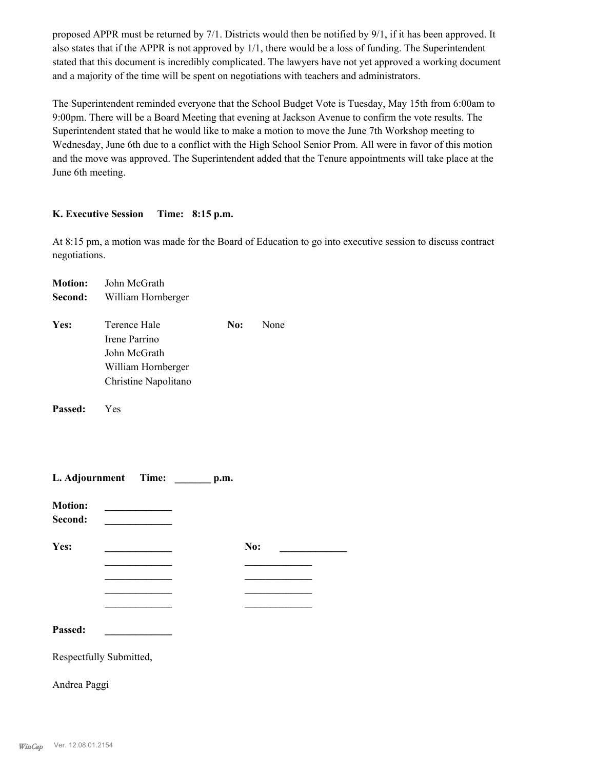proposed APPR must be returned by 7/1. Districts would then be notified by 9/1, if it has been approved. It also states that if the APPR is not approved by 1/1, there would be a loss of funding. The Superintendent stated that this document is incredibly complicated. The lawyers have not yet approved a working document and a majority of the time will be spent on negotiations with teachers and administrators.

The Superintendent reminded everyone that the School Budget Vote is Tuesday, May 15th from 6:00am to 9:00pm. There will be a Board Meeting that evening at Jackson Avenue to confirm the vote results. The Superintendent stated that he would like to make a motion to move the June 7th Workshop meeting to Wednesday, June 6th due to a conflict with the High School Senior Prom. All were in favor of this motion and the move was approved. The Superintendent added that the Tenure appointments will take place at the June 6th meeting.

**K. Executive Session  Time: 8:15 p.m.**

At 8:15 pm, a motion was made for the Board of Education to go into executive session to discuss contract negotiations.

**Motion:** John McGrath
**Second:** William Hornberger

| | | | |
|---|---|---|---|
| **Yes:** | Terence Hale | **No:** | None |
| | Irene Parrino | | |
| | John McGrath | | |
| | William Hornberger | | |
| | Christine Napolitano | | |

**Passed:** Yes

**L. Adjournment  Time: _______ p.m.**

**Motion:** _____________
**Second:** _____________

| | | | |
|---|---|---|---|
| **Yes:** | _____________ | **No:** | _____________ |
| | _____________ | | _____________ |
| | _____________ | | _____________ |
| | _____________ | | _____________ |
| | _____________ | | _____________ |

**Passed:** _____________

Respectfully Submitted,

Andrea Paggi